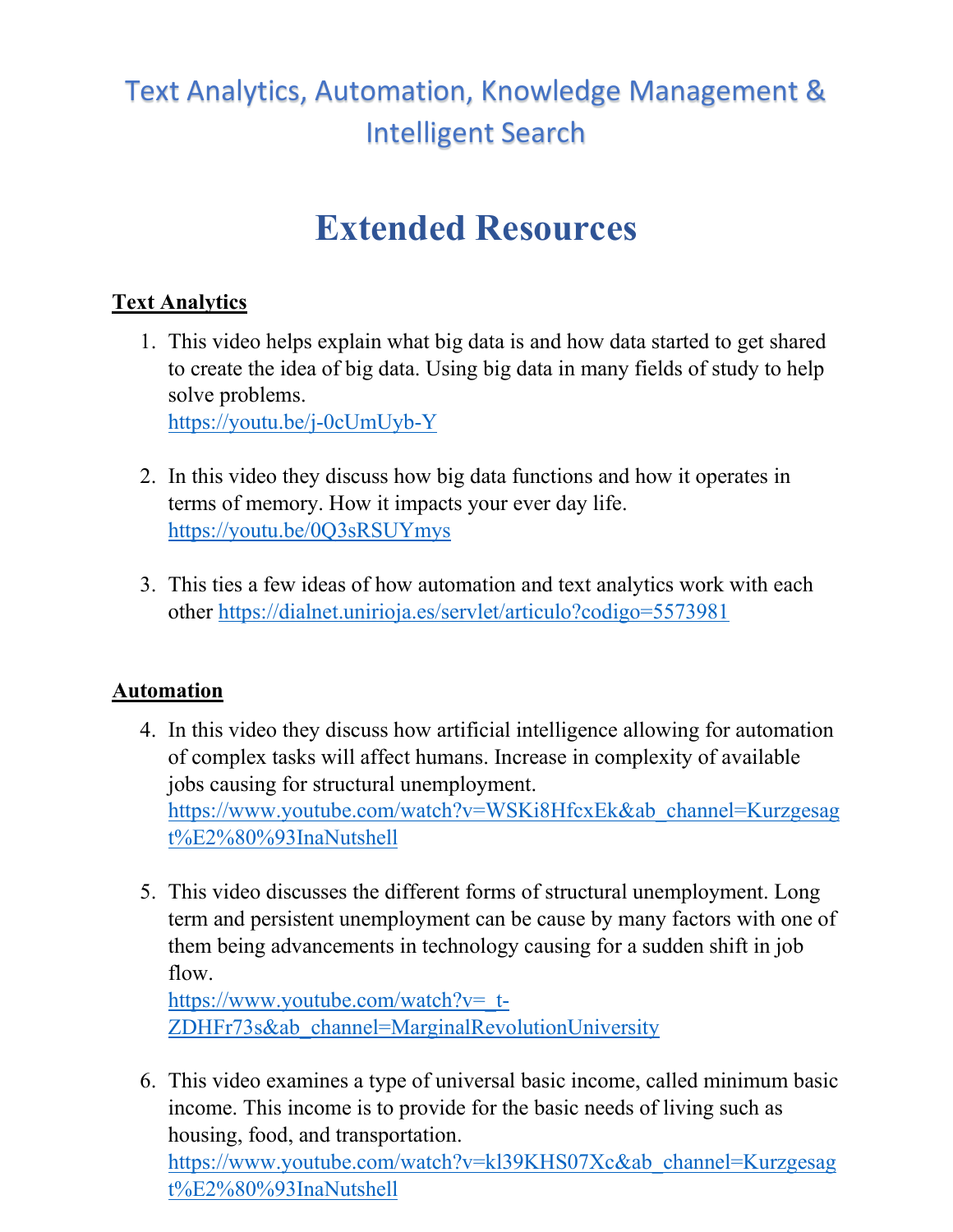# Text Analytics, Automation, Knowledge Management & Intelligent Search

# Extended Resources

## Text Analytics

1. This video helps explain what big data is and how data started to get shared to create the idea of big data. Using big data in many fields of study to help solve problems.
   https://youtu.be/j-0cUmUyb-Y

2. In this video they discuss how big data functions and how it operates in terms of memory. How it impacts your ever day life.
   https://youtu.be/0Q3sRSUYmys

3. This ties a few ideas of how automation and text analytics work with each other https://dialnet.unirioja.es/servlet/articulo?codigo=5573981

## Automation

4. In this video they discuss how artificial intelligence allowing for automation of complex tasks will affect humans. Increase in complexity of available jobs causing for structural unemployment.
   https://www.youtube.com/watch?v=WSKi8HfcxEk&ab_channel=Kurzgesagt%E2%80%93InaNutshell

5. This video discusses the different forms of structural unemployment. Long term and persistent unemployment can be cause by many factors with one of them being advancements in technology causing for a sudden shift in job flow.
   https://www.youtube.com/watch?v=_t-ZDHFr73s&ab_channel=MarginalRevolutionUniversity

6. This video examines a type of universal basic income, called minimum basic income. This income is to provide for the basic needs of living such as housing, food, and transportation.
   https://www.youtube.com/watch?v=kl39KHS07Xc&ab_channel=Kurzgesagt%E2%80%93InaNutshell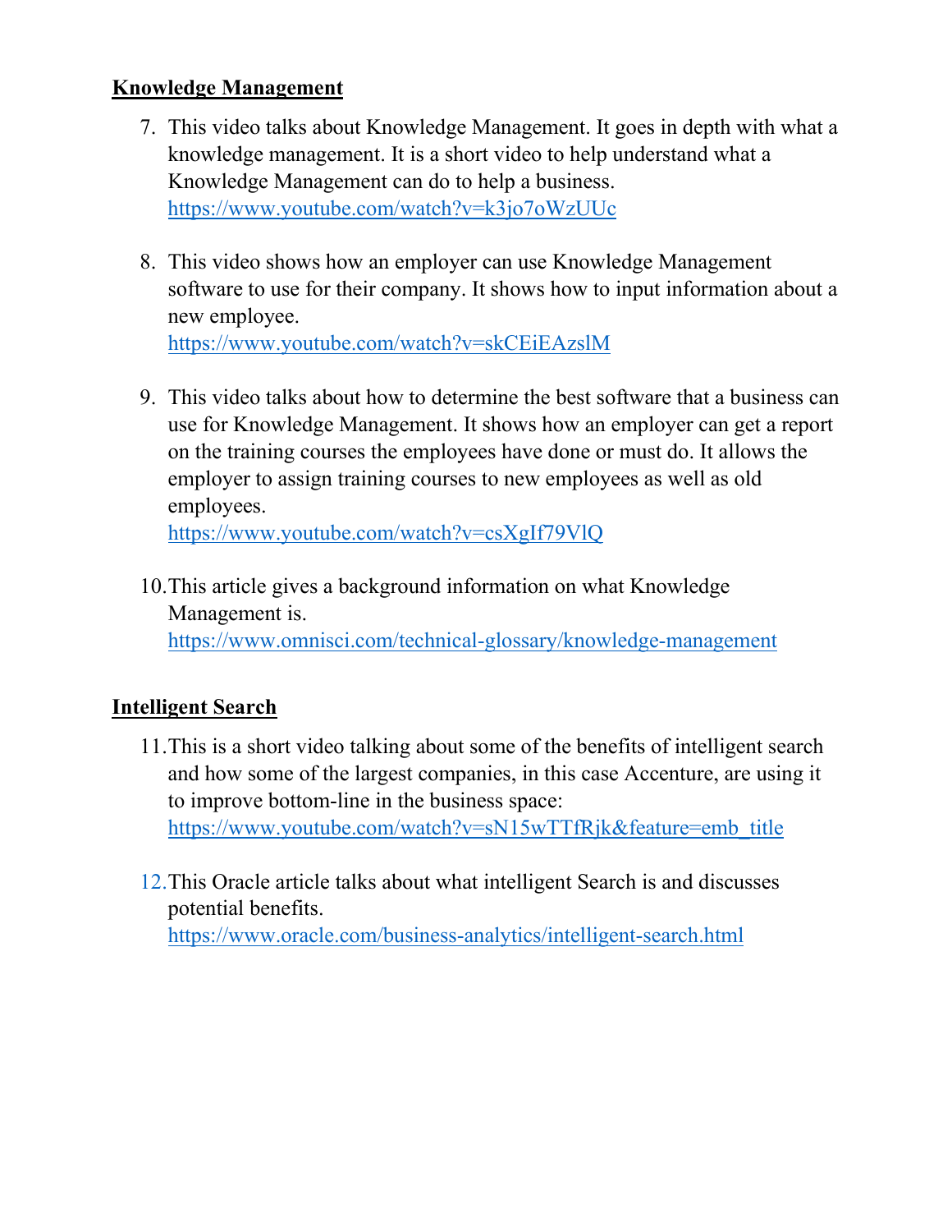**Knowledge Management**

7. This video talks about Knowledge Management. It goes in depth with what a knowledge management. It is a short video to help understand what a Knowledge Management can do to help a business.
   https://www.youtube.com/watch?v=k3jo7oWzUUc

8. This video shows how an employer can use Knowledge Management software to use for their company. It shows how to input information about a new employee.
   https://www.youtube.com/watch?v=skCEiEAzslM

9. This video talks about how to determine the best software that a business can use for Knowledge Management. It shows how an employer can get a report on the training courses the employees have done or must do. It allows the employer to assign training courses to new employees as well as old employees.
   https://www.youtube.com/watch?v=csXgIf79VlQ

10. This article gives a background information on what Knowledge Management is.
    https://www.omnisci.com/technical-glossary/knowledge-management

**Intelligent Search**

11. This is a short video talking about some of the benefits of intelligent search and how some of the largest companies, in this case Accenture, are using it to improve bottom-line in the business space:
    https://www.youtube.com/watch?v=sN15wTTfRjk&feature=emb_title

12. This Oracle article talks about what intelligent Search is and discusses potential benefits.
    https://www.oracle.com/business-analytics/intelligent-search.html